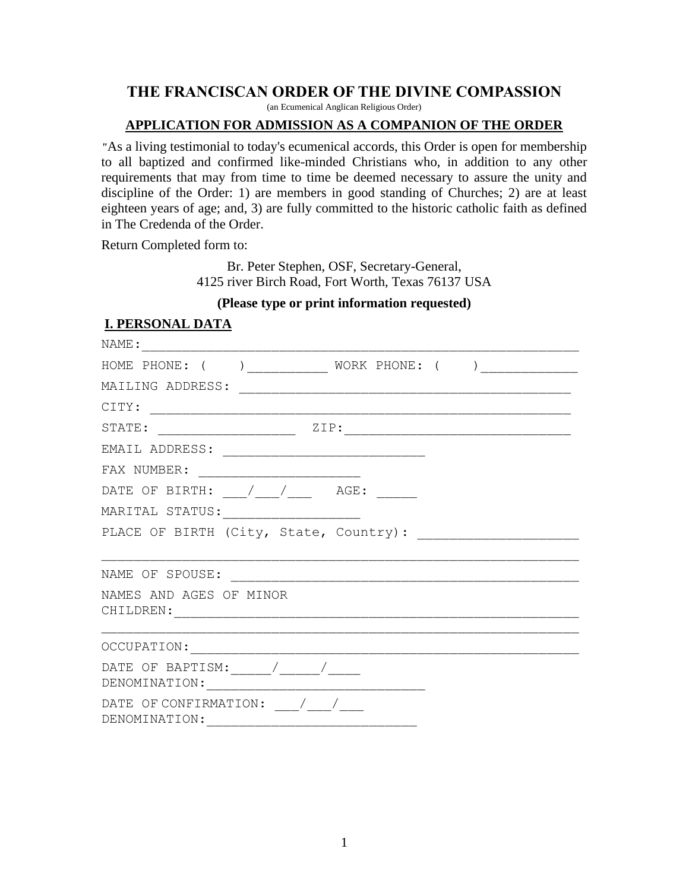# THE FRANCISCAN ORDER OF THE DIVINE COMPASSION

(an Ecumenical Anglican Religious Order)

## APPLICATION FOR ADMISSION AS A COMPANION OF THE ORDER

"As a living testimonial to today's ecumenical accords, this Order is open for membership to all baptized and confirmed like-minded Christians who, in addition to any other requirements that may from time to time be deemed necessary to assure the unity and discipline of the Order: 1) are members in good standing of Churches; 2) are at least eighteen years of age; and, 3) are fully committed to the historic catholic faith as defined in The Credenda of the Order.

Return Completed form to:

Br. Peter Stephen, OSF, Secretary-General,
4125 river Birch Road, Fort Worth, Texas 76137 USA

**(Please type or print information requested)**

### I. PERSONAL DATA

NAME:_______________________________________________________________

HOME PHONE: (     )___________ WORK PHONE: (     )_____________

MAILING ADDRESS: _____________________________________________

CITY: _______________________________________________________

STATE: __________________  ZIP:______________________________

EMAIL ADDRESS: ____________________________

FAX NUMBER: ______________________

DATE OF BIRTH: ___/___/___   AGE: _____

MARITAL STATUS:__________________

PLACE OF BIRTH (City, State, Country): _____________________

_______________________________________________________________

NAME OF SPOUSE: _____________________________________________

NAMES AND AGES OF MINOR CHILDREN:_______________________________________________________

_______________________________________________________________

OCCUPATION:_________________________________________________

DATE OF BAPTISM:_____/_____/____
DENOMINATION:______________________________

DATE OF CONFIRMATION: ___/___/___
DENOMINATION:_____________________________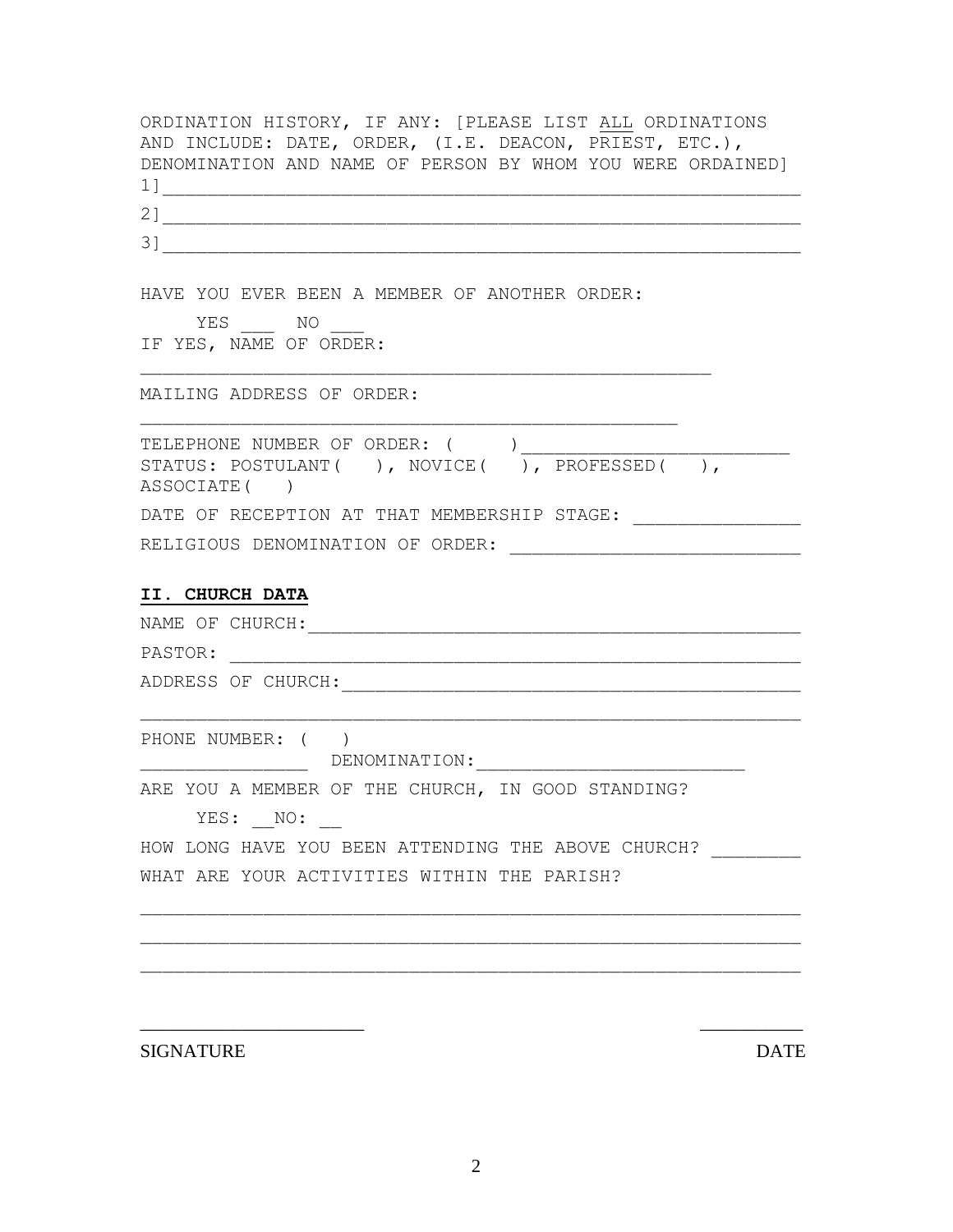ORDINATION HISTORY, IF ANY: [PLEASE LIST ALL ORDINATIONS AND INCLUDE: DATE, ORDER, (I.E. DEACON, PRIEST, ETC.), DENOMINATION AND NAME OF PERSON BY WHOM YOU WERE ORDAINED]

1]_______________________________________________________

2]_______________________________________________________

3]_______________________________________________________

HAVE YOU EVER BEEN A MEMBER OF ANOTHER ORDER:

YES ___ NO ___

IF YES, NAME OF ORDER:

_________________________________________________

MAILING ADDRESS OF ORDER:

______________________________________________

TELEPHONE NUMBER OF ORDER: (    )_________________________

STATUS: POSTULANT(  ), NOVICE(  ), PROFESSED(  ), ASSOCIATE(  )

DATE OF RECEPTION AT THAT MEMBERSHIP STAGE: _______________

RELIGIOUS DENOMINATION OF ORDER: __________________________

## II. CHURCH DATA

NAME OF CHURCH:_______________________________________________

PASTOR: _____________________________________________________

ADDRESS OF CHURCH:____________________________________________

_____________________________________________________________

PHONE NUMBER: (  ) _______________ DENOMINATION:_________________________

ARE YOU A MEMBER OF THE CHURCH, IN GOOD STANDING?

YES: __NO: __

HOW LONG HAVE YOU BEEN ATTENDING THE ABOVE CHURCH? ________

WHAT ARE YOUR ACTIVITIES WITHIN THE PARISH?

_____________________________________________________________

_____________________________________________________________

_____________________________________________________________

____________________ __________

SIGNATURE DATE